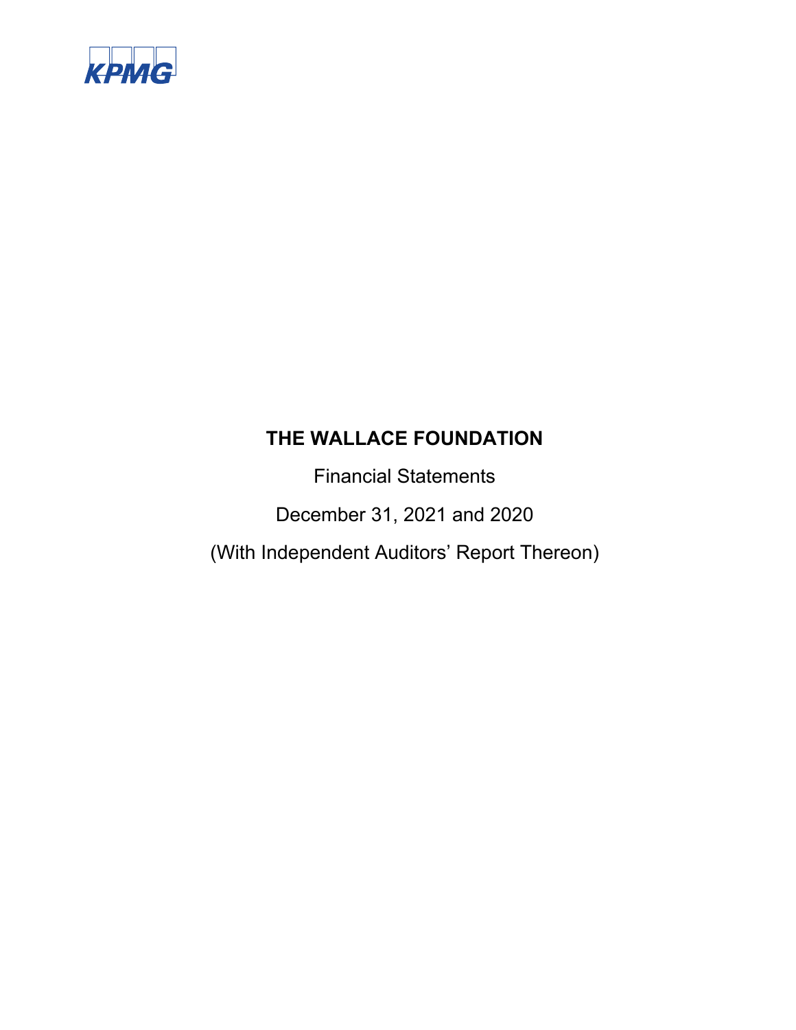KPMG

# THE WALLACE FOUNDATION

Financial Statements

December 31, 2021 and 2020

(With Independent Auditors' Report Thereon)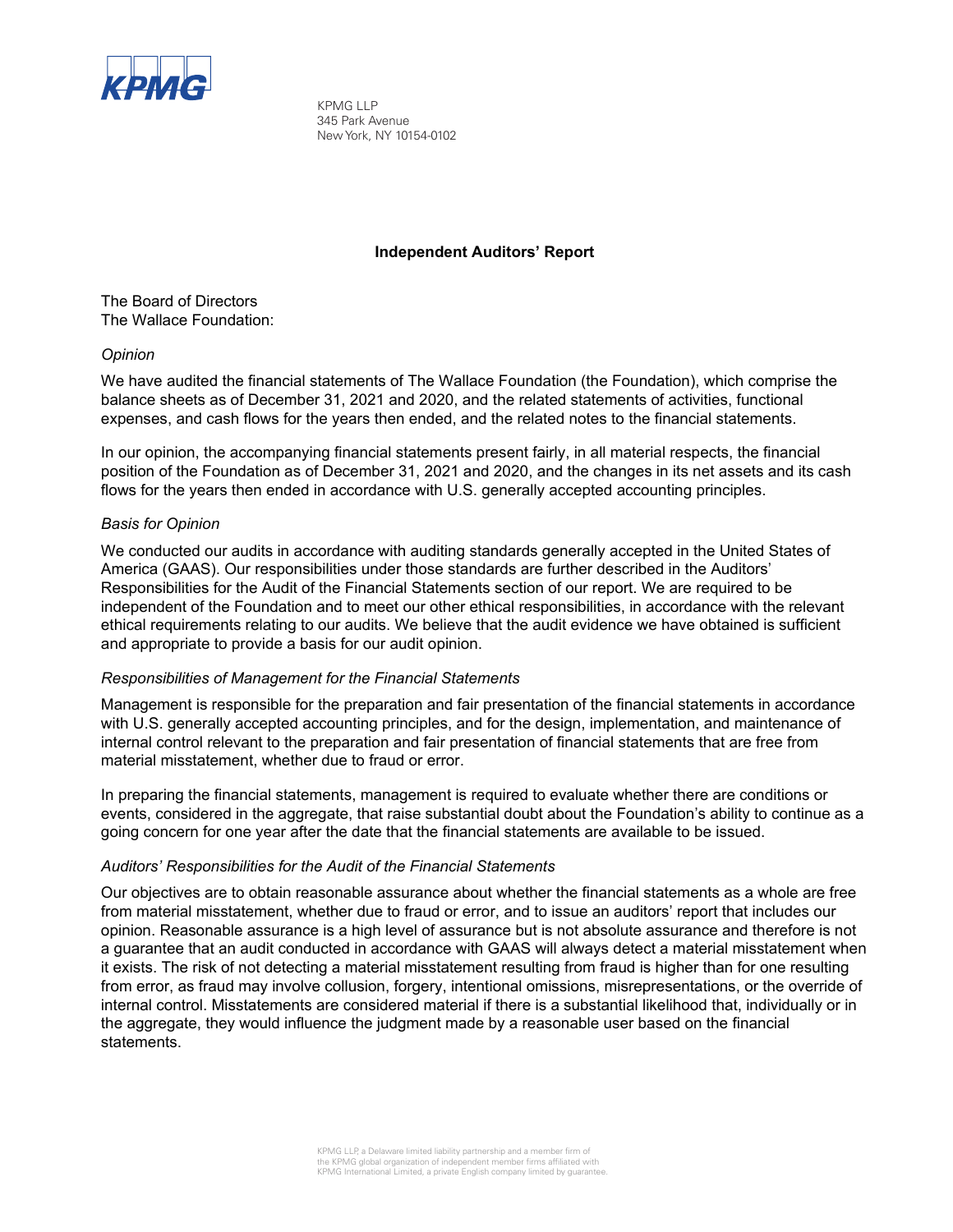KPMG

KPMG LLP
345 Park Avenue
New York, NY 10154-0102

## Independent Auditors' Report

The Board of Directors
The Wallace Foundation:

*Opinion*

We have audited the financial statements of The Wallace Foundation (the Foundation), which comprise the balance sheets as of December 31, 2021 and 2020, and the related statements of activities, functional expenses, and cash flows for the years then ended, and the related notes to the financial statements.

In our opinion, the accompanying financial statements present fairly, in all material respects, the financial position of the Foundation as of December 31, 2021 and 2020, and the changes in its net assets and its cash flows for the years then ended in accordance with U.S. generally accepted accounting principles.

*Basis for Opinion*

We conducted our audits in accordance with auditing standards generally accepted in the United States of America (GAAS). Our responsibilities under those standards are further described in the Auditors' Responsibilities for the Audit of the Financial Statements section of our report. We are required to be independent of the Foundation and to meet our other ethical responsibilities, in accordance with the relevant ethical requirements relating to our audits. We believe that the audit evidence we have obtained is sufficient and appropriate to provide a basis for our audit opinion.

*Responsibilities of Management for the Financial Statements*

Management is responsible for the preparation and fair presentation of the financial statements in accordance with U.S. generally accepted accounting principles, and for the design, implementation, and maintenance of internal control relevant to the preparation and fair presentation of financial statements that are free from material misstatement, whether due to fraud or error.

In preparing the financial statements, management is required to evaluate whether there are conditions or events, considered in the aggregate, that raise substantial doubt about the Foundation's ability to continue as a going concern for one year after the date that the financial statements are available to be issued.

*Auditors' Responsibilities for the Audit of the Financial Statements*

Our objectives are to obtain reasonable assurance about whether the financial statements as a whole are free from material misstatement, whether due to fraud or error, and to issue an auditors' report that includes our opinion. Reasonable assurance is a high level of assurance but is not absolute assurance and therefore is not a guarantee that an audit conducted in accordance with GAAS will always detect a material misstatement when it exists. The risk of not detecting a material misstatement resulting from fraud is higher than for one resulting from error, as fraud may involve collusion, forgery, intentional omissions, misrepresentations, or the override of internal control. Misstatements are considered material if there is a substantial likelihood that, individually or in the aggregate, they would influence the judgment made by a reasonable user based on the financial statements.

KPMG LLP, a Delaware limited liability partnership and a member firm of the KPMG global organization of independent member firms affiliated with KPMG International Limited, a private English company limited by guarantee.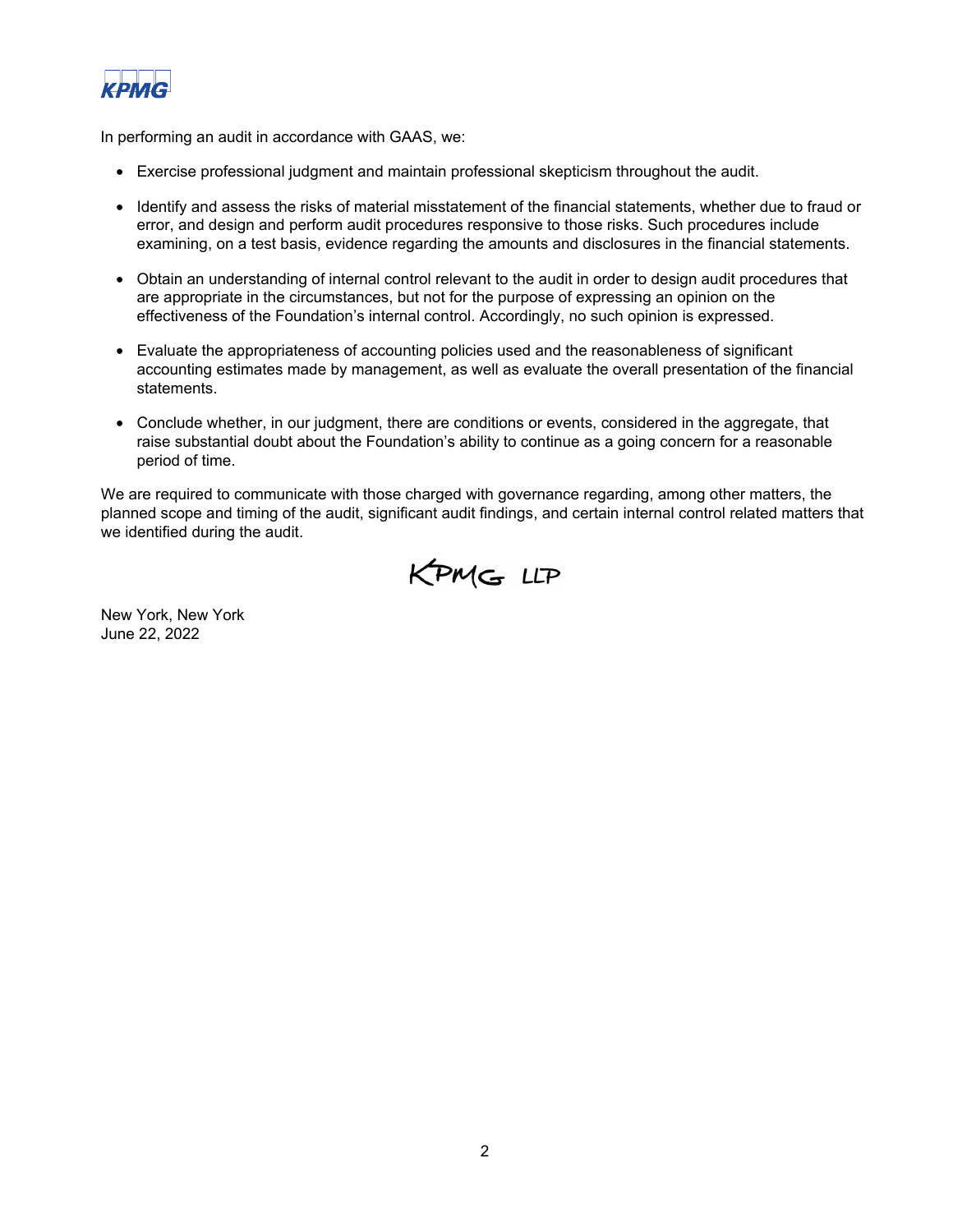In performing an audit in accordance with GAAS, we:

- Exercise professional judgment and maintain professional skepticism throughout the audit.
- Identify and assess the risks of material misstatement of the financial statements, whether due to fraud or error, and design and perform audit procedures responsive to those risks. Such procedures include examining, on a test basis, evidence regarding the amounts and disclosures in the financial statements.
- Obtain an understanding of internal control relevant to the audit in order to design audit procedures that are appropriate in the circumstances, but not for the purpose of expressing an opinion on the effectiveness of the Foundation's internal control. Accordingly, no such opinion is expressed.
- Evaluate the appropriateness of accounting policies used and the reasonableness of significant accounting estimates made by management, as well as evaluate the overall presentation of the financial statements.
- Conclude whether, in our judgment, there are conditions or events, considered in the aggregate, that raise substantial doubt about the Foundation's ability to continue as a going concern for a reasonable period of time.

We are required to communicate with those charged with governance regarding, among other matters, the planned scope and timing of the audit, significant audit findings, and certain internal control related matters that we identified during the audit.

KPMG LLP

New York, New York
June 22, 2022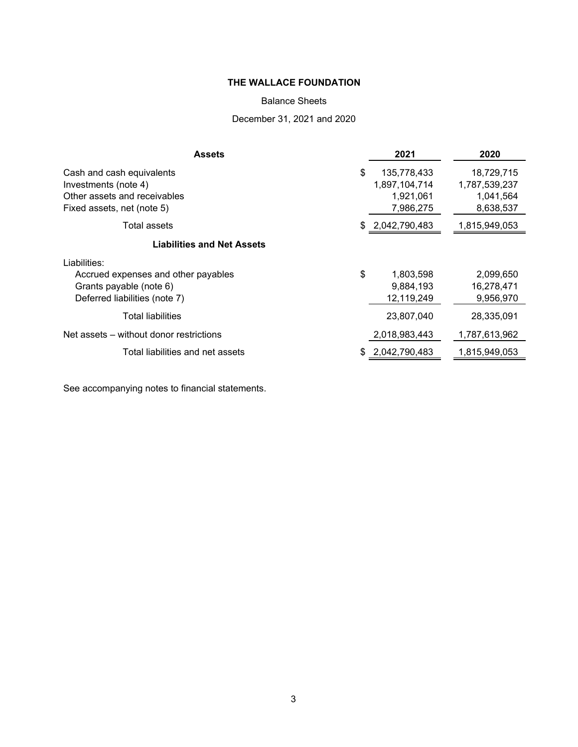**THE WALLACE FOUNDATION**

Balance Sheets

December 31, 2021 and 2020

| **Assets** | **2021** | **2020** |
|---|---|---|
| Cash and cash equivalents | $ 135,778,433 | 18,729,715 |
| Investments (note 4) | 1,897,104,714 | 1,787,539,237 |
| Other assets and receivables | 1,921,061 | 1,041,564 |
| Fixed assets, net (note 5) | 7,986,275 | 8,638,537 |
| Total assets | $ 2,042,790,483 | 1,815,949,053 |
| **Liabilities and Net Assets** | | |
| Liabilities: | | |
| Accrued expenses and other payables | $ 1,803,598 | 2,099,650 |
| Grants payable (note 6) | 9,884,193 | 16,278,471 |
| Deferred liabilities (note 7) | 12,119,249 | 9,956,970 |
| Total liabilities | 23,807,040 | 28,335,091 |
| Net assets – without donor restrictions | 2,018,983,443 | 1,787,613,962 |
| Total liabilities and net assets | $ 2,042,790,483 | 1,815,949,053 |

See accompanying notes to financial statements.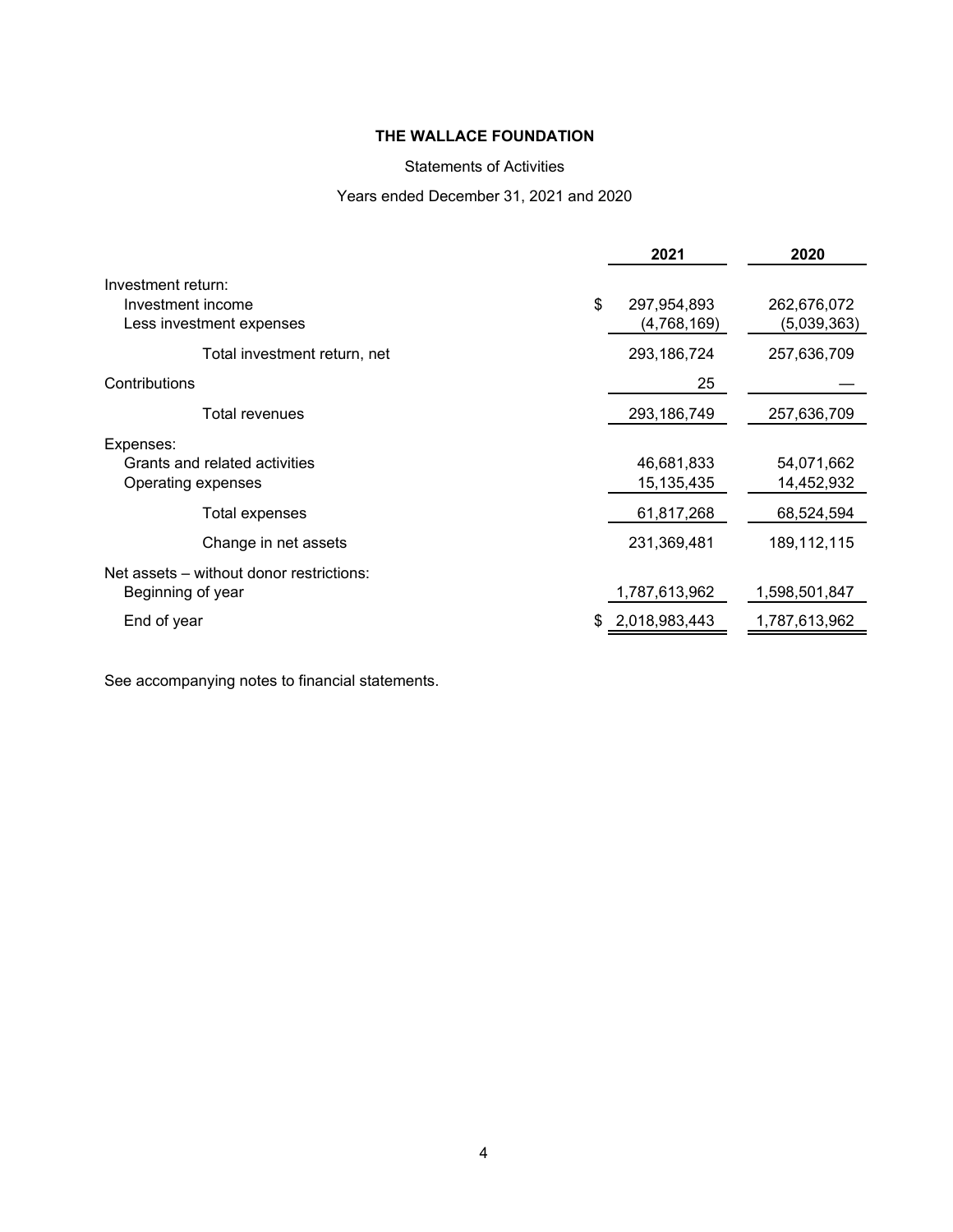**THE WALLACE FOUNDATION**

Statements of Activities

Years ended December 31, 2021 and 2020

| | 2021 | 2020 |
|---|---|---|
| Investment return: | | |
| Investment income | $ 297,954,893 | 262,676,072 |
| Less investment expenses | (4,768,169) | (5,039,363) |
| Total investment return, net | 293,186,724 | 257,636,709 |
| Contributions | 25 | — |
| Total revenues | 293,186,749 | 257,636,709 |
| Expenses: | | |
| Grants and related activities | 46,681,833 | 54,071,662 |
| Operating expenses | 15,135,435 | 14,452,932 |
| Total expenses | 61,817,268 | 68,524,594 |
| Change in net assets | 231,369,481 | 189,112,115 |
| Net assets – without donor restrictions: | | |
| Beginning of year | 1,787,613,962 | 1,598,501,847 |
| End of year | $ 2,018,983,443 | 1,787,613,962 |

See accompanying notes to financial statements.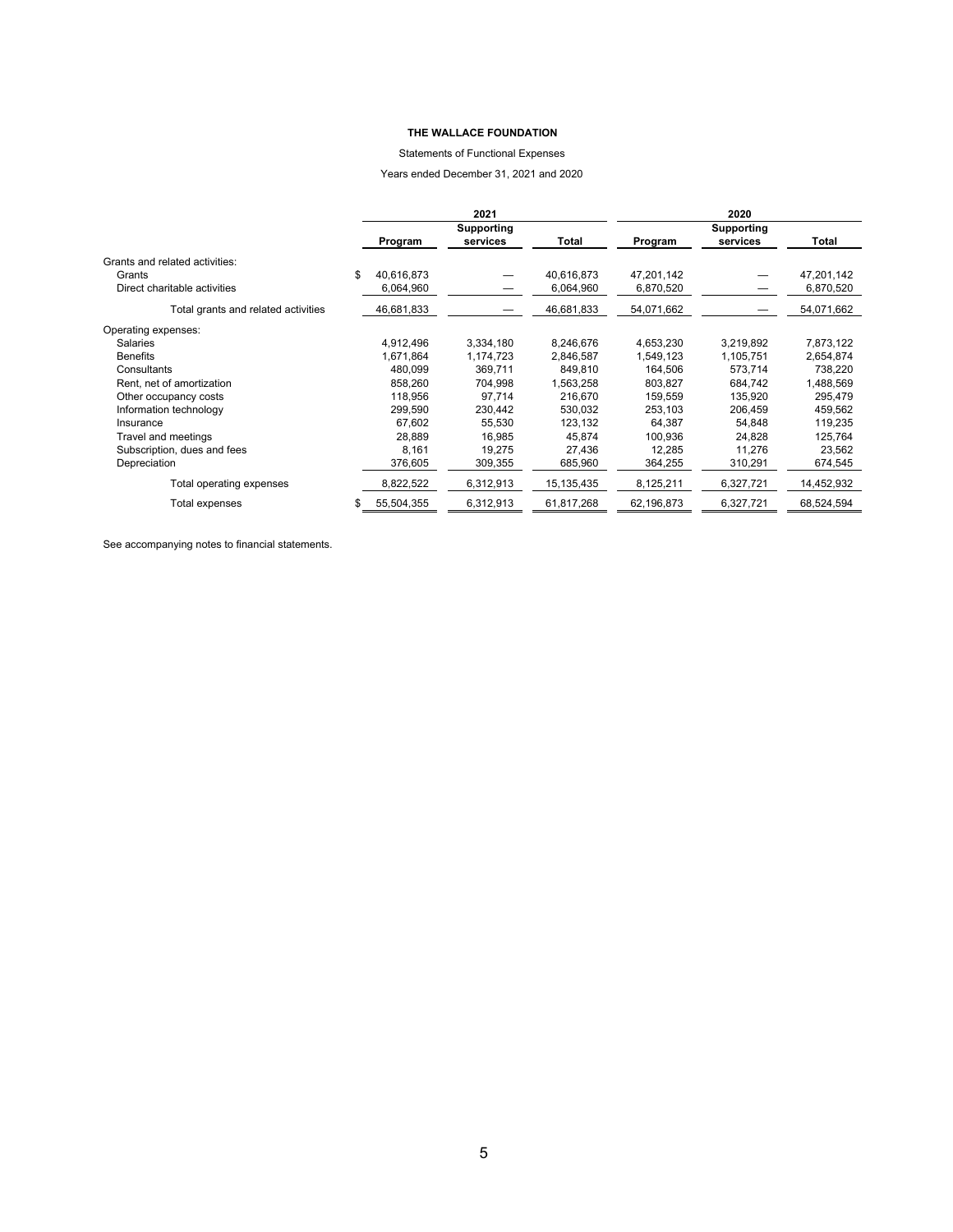**THE WALLACE FOUNDATION**

Statements of Functional Expenses

Years ended December 31, 2021 and 2020

| | 2021 | | | 2020 | | |
|---|---|---|---|---|---|---|
| | Program | Supporting services | Total | Program | Supporting services | Total |
| Grants and related activities: | | | | | | |
| Grants | $ 40,616,873 | — | 40,616,873 | 47,201,142 | — | 47,201,142 |
| Direct charitable activities | 6,064,960 | — | 6,064,960 | 6,870,520 | — | 6,870,520 |
| Total grants and related activities | 46,681,833 | — | 46,681,833 | 54,071,662 | — | 54,071,662 |
| Operating expenses: | | | | | | |
| Salaries | 4,912,496 | 3,334,180 | 8,246,676 | 4,653,230 | 3,219,892 | 7,873,122 |
| Benefits | 1,671,864 | 1,174,723 | 2,846,587 | 1,549,123 | 1,105,751 | 2,654,874 |
| Consultants | 480,099 | 369,711 | 849,810 | 164,506 | 573,714 | 738,220 |
| Rent, net of amortization | 858,260 | 704,998 | 1,563,258 | 803,827 | 684,742 | 1,488,569 |
| Other occupancy costs | 118,956 | 97,714 | 216,670 | 159,559 | 135,920 | 295,479 |
| Information technology | 299,590 | 230,442 | 530,032 | 253,103 | 206,459 | 459,562 |
| Insurance | 67,602 | 55,530 | 123,132 | 64,387 | 54,848 | 119,235 |
| Travel and meetings | 28,889 | 16,985 | 45,874 | 100,936 | 24,828 | 125,764 |
| Subscription, dues and fees | 8,161 | 19,275 | 27,436 | 12,285 | 11,276 | 23,562 |
| Depreciation | 376,605 | 309,355 | 685,960 | 364,255 | 310,291 | 674,545 |
| Total operating expenses | 8,822,522 | 6,312,913 | 15,135,435 | 8,125,211 | 6,327,721 | 14,452,932 |
| Total expenses | $ 55,504,355 | 6,312,913 | 61,817,268 | 62,196,873 | 6,327,721 | 68,524,594 |

See accompanying notes to financial statements.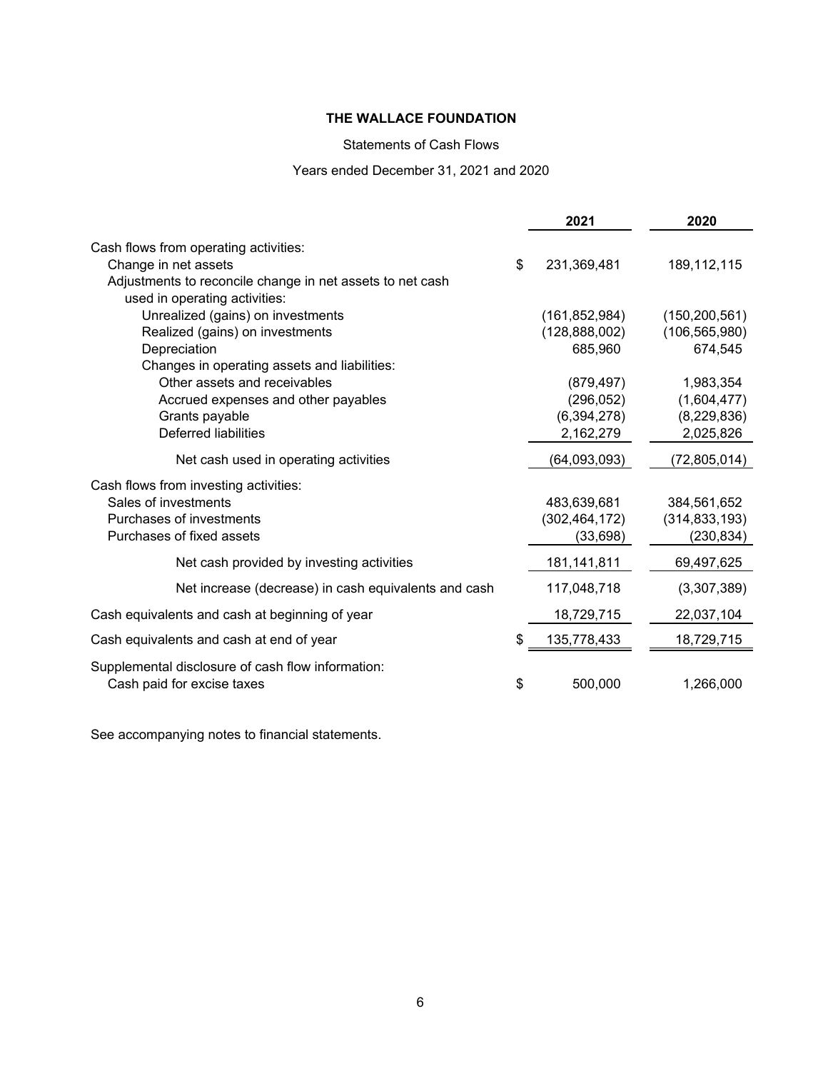**THE WALLACE FOUNDATION**

Statements of Cash Flows

Years ended December 31, 2021 and 2020

| | 2021 | 2020 |
|---|---|---|
| Cash flows from operating activities: | | |
| Change in net assets | $ 231,369,481 | 189,112,115 |
| Adjustments to reconcile change in net assets to net cash used in operating activities: | | |
| Unrealized (gains) on investments | (161,852,984) | (150,200,561) |
| Realized (gains) on investments | (128,888,002) | (106,565,980) |
| Depreciation | 685,960 | 674,545 |
| Changes in operating assets and liabilities: | | |
| Other assets and receivables | (879,497) | 1,983,354 |
| Accrued expenses and other payables | (296,052) | (1,604,477) |
| Grants payable | (6,394,278) | (8,229,836) |
| Deferred liabilities | 2,162,279 | 2,025,826 |
| Net cash used in operating activities | (64,093,093) | (72,805,014) |
| Cash flows from investing activities: | | |
| Sales of investments | 483,639,681 | 384,561,652 |
| Purchases of investments | (302,464,172) | (314,833,193) |
| Purchases of fixed assets | (33,698) | (230,834) |
| Net cash provided by investing activities | 181,141,811 | 69,497,625 |
| Net increase (decrease) in cash equivalents and cash | 117,048,718 | (3,307,389) |
| Cash equivalents and cash at beginning of year | 18,729,715 | 22,037,104 |
| Cash equivalents and cash at end of year | $ 135,778,433 | 18,729,715 |
| Supplemental disclosure of cash flow information: | | |
| Cash paid for excise taxes | $ 500,000 | 1,266,000 |

See accompanying notes to financial statements.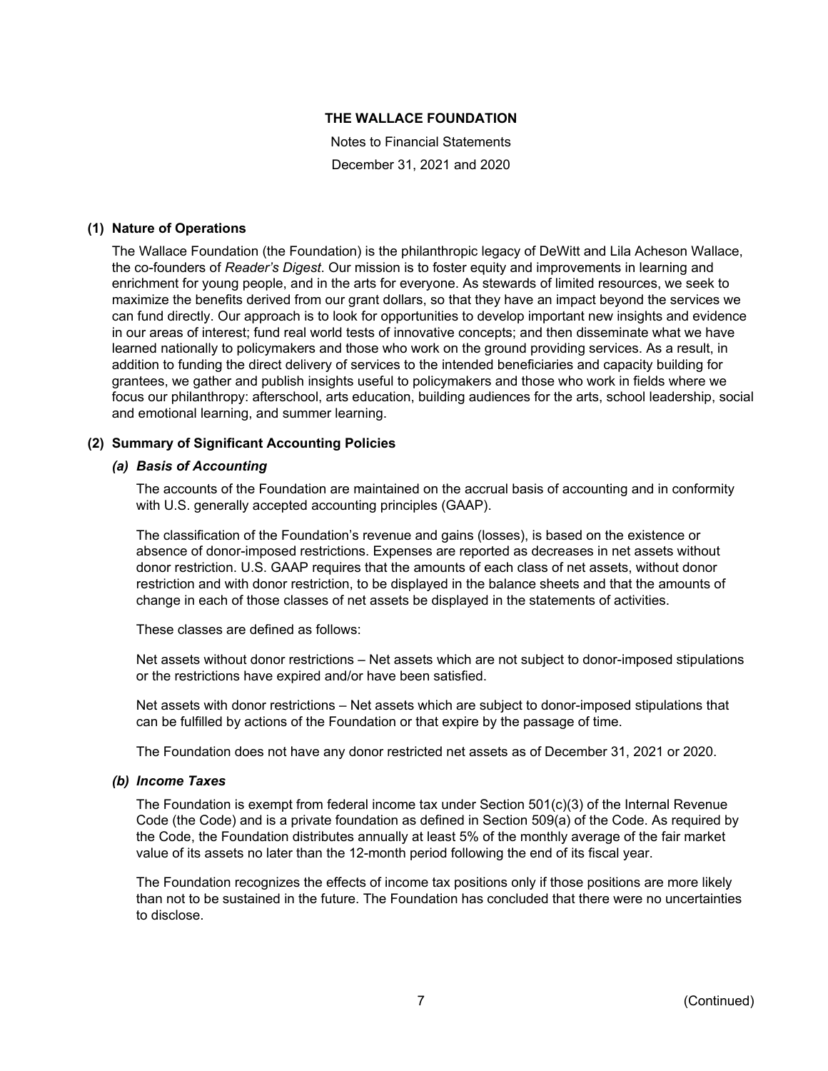**THE WALLACE FOUNDATION**

Notes to Financial Statements

December 31, 2021 and 2020

**(1) Nature of Operations**

The Wallace Foundation (the Foundation) is the philanthropic legacy of DeWitt and Lila Acheson Wallace, the co-founders of *Reader's Digest*. Our mission is to foster equity and improvements in learning and enrichment for young people, and in the arts for everyone. As stewards of limited resources, we seek to maximize the benefits derived from our grant dollars, so that they have an impact beyond the services we can fund directly. Our approach is to look for opportunities to develop important new insights and evidence in our areas of interest; fund real world tests of innovative concepts; and then disseminate what we have learned nationally to policymakers and those who work on the ground providing services. As a result, in addition to funding the direct delivery of services to the intended beneficiaries and capacity building for grantees, we gather and publish insights useful to policymakers and those who work in fields where we focus our philanthropy: afterschool, arts education, building audiences for the arts, school leadership, social and emotional learning, and summer learning.

**(2) Summary of Significant Accounting Policies**

***(a) Basis of Accounting***

The accounts of the Foundation are maintained on the accrual basis of accounting and in conformity with U.S. generally accepted accounting principles (GAAP).

The classification of the Foundation's revenue and gains (losses), is based on the existence or absence of donor-imposed restrictions. Expenses are reported as decreases in net assets without donor restriction. U.S. GAAP requires that the amounts of each class of net assets, without donor restriction and with donor restriction, to be displayed in the balance sheets and that the amounts of change in each of those classes of net assets be displayed in the statements of activities.

These classes are defined as follows:

Net assets without donor restrictions – Net assets which are not subject to donor-imposed stipulations or the restrictions have expired and/or have been satisfied.

Net assets with donor restrictions – Net assets which are subject to donor-imposed stipulations that can be fulfilled by actions of the Foundation or that expire by the passage of time.

The Foundation does not have any donor restricted net assets as of December 31, 2021 or 2020.

***(b) Income Taxes***

The Foundation is exempt from federal income tax under Section 501(c)(3) of the Internal Revenue Code (the Code) and is a private foundation as defined in Section 509(a) of the Code. As required by the Code, the Foundation distributes annually at least 5% of the monthly average of the fair market value of its assets no later than the 12-month period following the end of its fiscal year.

The Foundation recognizes the effects of income tax positions only if those positions are more likely than not to be sustained in the future. The Foundation has concluded that there were no uncertainties to disclose.

(Continued)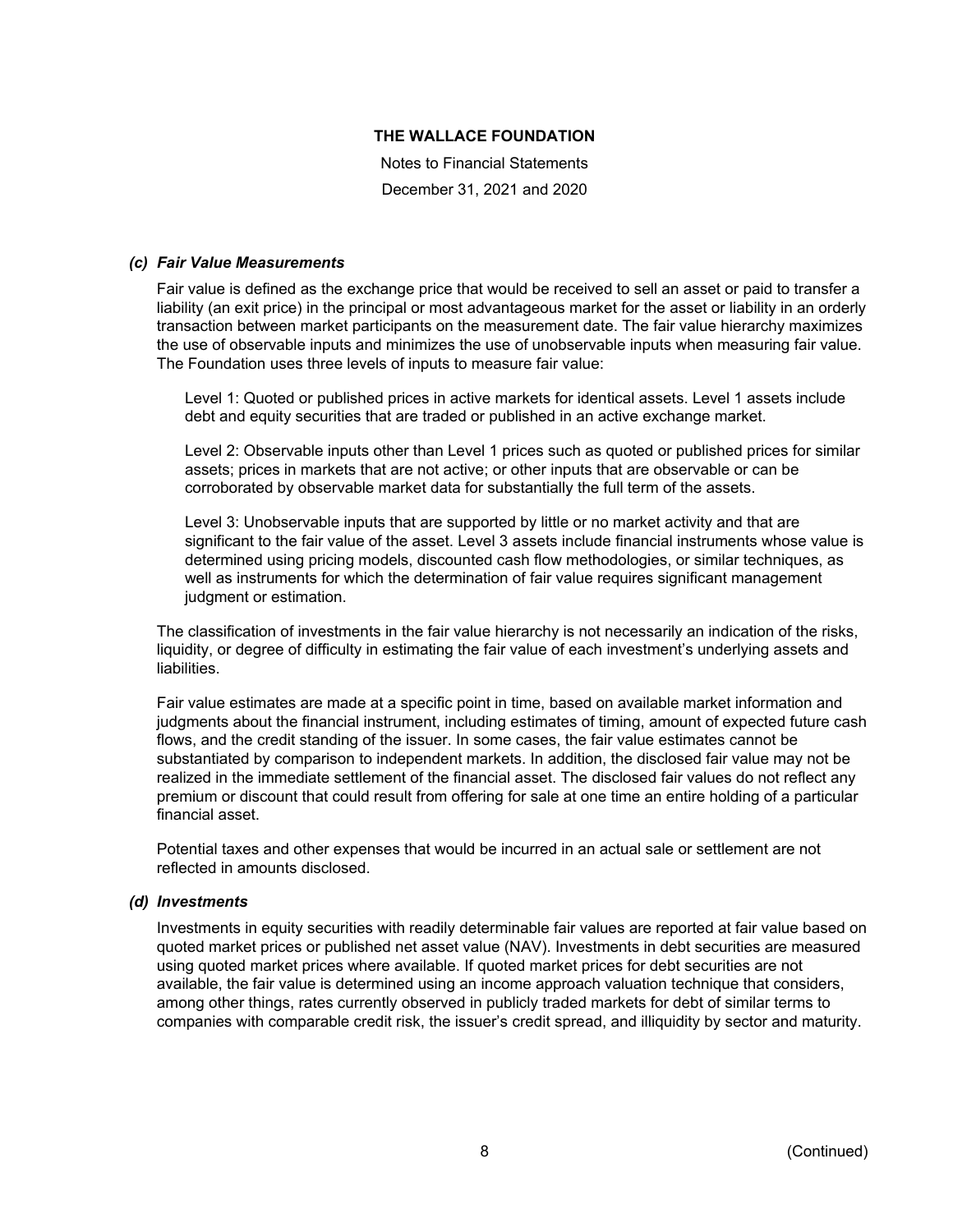### *(c) Fair Value Measurements*

Fair value is defined as the exchange price that would be received to sell an asset or paid to transfer a liability (an exit price) in the principal or most advantageous market for the asset or liability in an orderly transaction between market participants on the measurement date. The fair value hierarchy maximizes the use of observable inputs and minimizes the use of unobservable inputs when measuring fair value. The Foundation uses three levels of inputs to measure fair value:

Level 1: Quoted or published prices in active markets for identical assets. Level 1 assets include debt and equity securities that are traded or published in an active exchange market.

Level 2: Observable inputs other than Level 1 prices such as quoted or published prices for similar assets; prices in markets that are not active; or other inputs that are observable or can be corroborated by observable market data for substantially the full term of the assets.

Level 3: Unobservable inputs that are supported by little or no market activity and that are significant to the fair value of the asset. Level 3 assets include financial instruments whose value is determined using pricing models, discounted cash flow methodologies, or similar techniques, as well as instruments for which the determination of fair value requires significant management judgment or estimation.

The classification of investments in the fair value hierarchy is not necessarily an indication of the risks, liquidity, or degree of difficulty in estimating the fair value of each investment's underlying assets and liabilities.

Fair value estimates are made at a specific point in time, based on available market information and judgments about the financial instrument, including estimates of timing, amount of expected future cash flows, and the credit standing of the issuer. In some cases, the fair value estimates cannot be substantiated by comparison to independent markets. In addition, the disclosed fair value may not be realized in the immediate settlement of the financial asset. The disclosed fair values do not reflect any premium or discount that could result from offering for sale at one time an entire holding of a particular financial asset.

Potential taxes and other expenses that would be incurred in an actual sale or settlement are not reflected in amounts disclosed.

### *(d) Investments*

Investments in equity securities with readily determinable fair values are reported at fair value based on quoted market prices or published net asset value (NAV). Investments in debt securities are measured using quoted market prices where available. If quoted market prices for debt securities are not available, the fair value is determined using an income approach valuation technique that considers, among other things, rates currently observed in publicly traded markets for debt of similar terms to companies with comparable credit risk, the issuer's credit spread, and illiquidity by sector and maturity.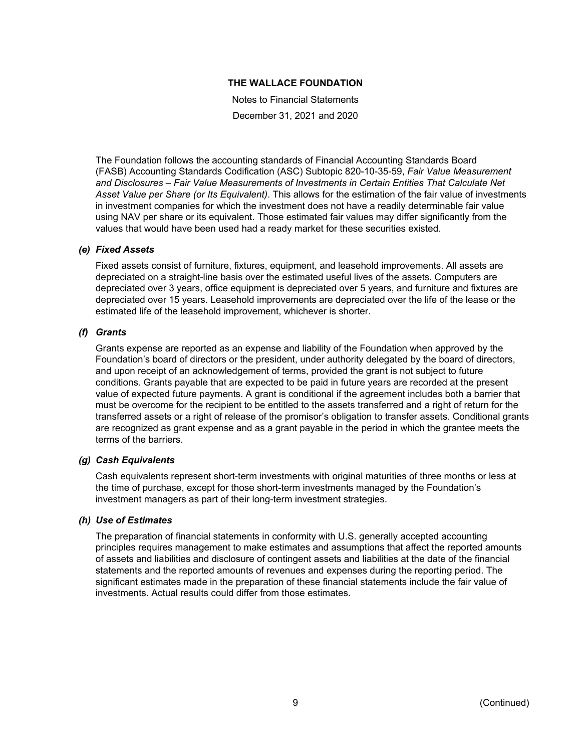The Foundation follows the accounting standards of Financial Accounting Standards Board (FASB) Accounting Standards Codification (ASC) Subtopic 820-10-35-59, *Fair Value Measurement and Disclosures – Fair Value Measurements of Investments in Certain Entities That Calculate Net Asset Value per Share (or Its Equivalent)*. This allows for the estimation of the fair value of investments in investment companies for which the investment does not have a readily determinable fair value using NAV per share or its equivalent. Those estimated fair values may differ significantly from the values that would have been used had a ready market for these securities existed.

### *(e) Fixed Assets*

Fixed assets consist of furniture, fixtures, equipment, and leasehold improvements. All assets are depreciated on a straight-line basis over the estimated useful lives of the assets. Computers are depreciated over 3 years, office equipment is depreciated over 5 years, and furniture and fixtures are depreciated over 15 years. Leasehold improvements are depreciated over the life of the lease or the estimated life of the leasehold improvement, whichever is shorter.

### *(f) Grants*

Grants expense are reported as an expense and liability of the Foundation when approved by the Foundation's board of directors or the president, under authority delegated by the board of directors, and upon receipt of an acknowledgement of terms, provided the grant is not subject to future conditions. Grants payable that are expected to be paid in future years are recorded at the present value of expected future payments. A grant is conditional if the agreement includes both a barrier that must be overcome for the recipient to be entitled to the assets transferred and a right of return for the transferred assets or a right of release of the promisor's obligation to transfer assets. Conditional grants are recognized as grant expense and as a grant payable in the period in which the grantee meets the terms of the barriers.

### *(g) Cash Equivalents*

Cash equivalents represent short-term investments with original maturities of three months or less at the time of purchase, except for those short-term investments managed by the Foundation's investment managers as part of their long-term investment strategies.

### *(h) Use of Estimates*

The preparation of financial statements in conformity with U.S. generally accepted accounting principles requires management to make estimates and assumptions that affect the reported amounts of assets and liabilities and disclosure of contingent assets and liabilities at the date of the financial statements and the reported amounts of revenues and expenses during the reporting period. The significant estimates made in the preparation of these financial statements include the fair value of investments. Actual results could differ from those estimates.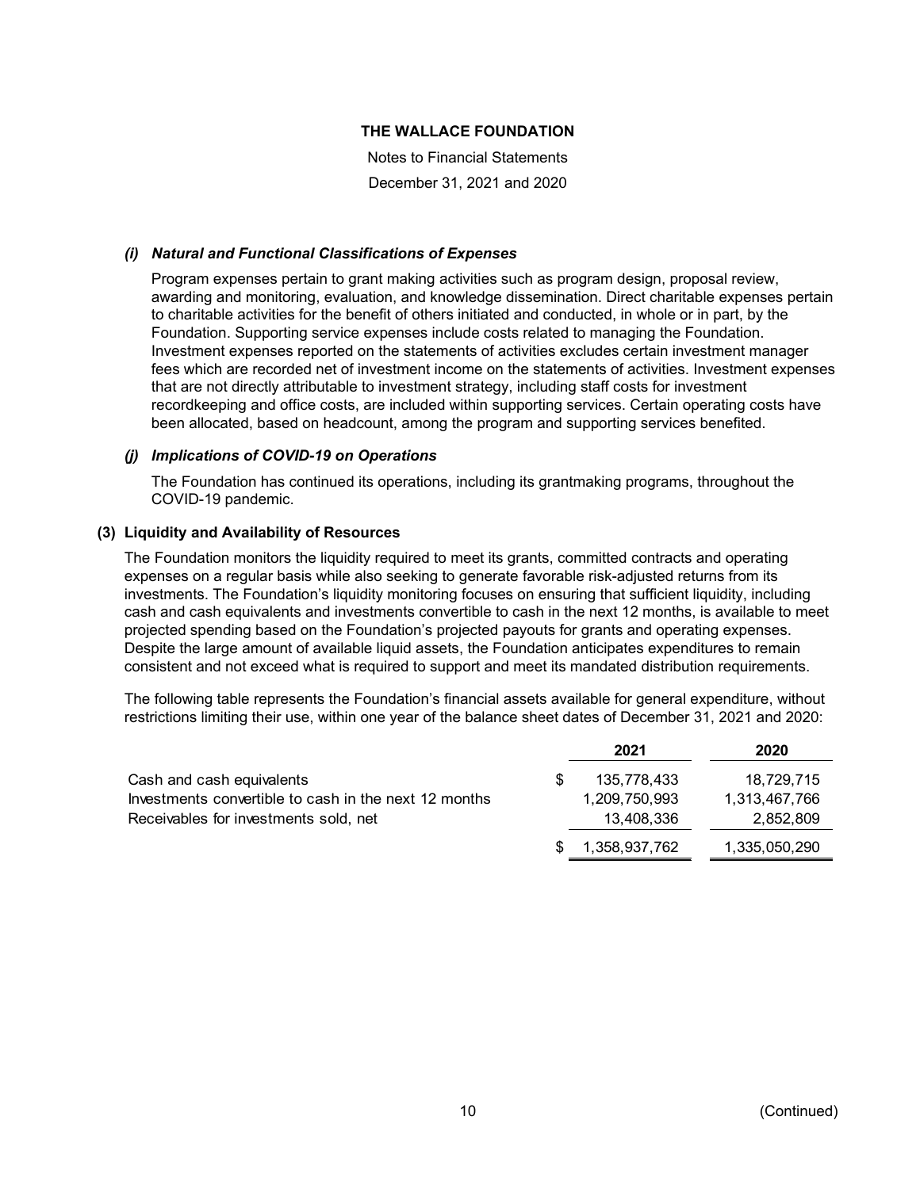**THE WALLACE FOUNDATION**

Notes to Financial Statements

December 31, 2021 and 2020

### *(i) Natural and Functional Classifications of Expenses*

Program expenses pertain to grant making activities such as program design, proposal review, awarding and monitoring, evaluation, and knowledge dissemination. Direct charitable expenses pertain to charitable activities for the benefit of others initiated and conducted, in whole or in part, by the Foundation. Supporting service expenses include costs related to managing the Foundation. Investment expenses reported on the statements of activities excludes certain investment manager fees which are recorded net of investment income on the statements of activities. Investment expenses that are not directly attributable to investment strategy, including staff costs for investment recordkeeping and office costs, are included within supporting services. Certain operating costs have been allocated, based on headcount, among the program and supporting services benefited.

### *(j) Implications of COVID-19 on Operations*

The Foundation has continued its operations, including its grantmaking programs, throughout the COVID-19 pandemic.

## (3) Liquidity and Availability of Resources

The Foundation monitors the liquidity required to meet its grants, committed contracts and operating expenses on a regular basis while also seeking to generate favorable risk-adjusted returns from its investments. The Foundation's liquidity monitoring focuses on ensuring that sufficient liquidity, including cash and cash equivalents and investments convertible to cash in the next 12 months, is available to meet projected spending based on the Foundation's projected payouts for grants and operating expenses. Despite the large amount of available liquid assets, the Foundation anticipates expenditures to remain consistent and not exceed what is required to support and meet its mandated distribution requirements.

The following table represents the Foundation's financial assets available for general expenditure, without restrictions limiting their use, within one year of the balance sheet dates of December 31, 2021 and 2020:

| | 2021 | 2020 |
|---|---|---|
| Cash and cash equivalents | $ 135,778,433 | 18,729,715 |
| Investments convertible to cash in the next 12 months | 1,209,750,993 | 1,313,467,766 |
| Receivables for investments sold, net | 13,408,336 | 2,852,809 |
| | $ 1,358,937,762 | 1,335,050,290 |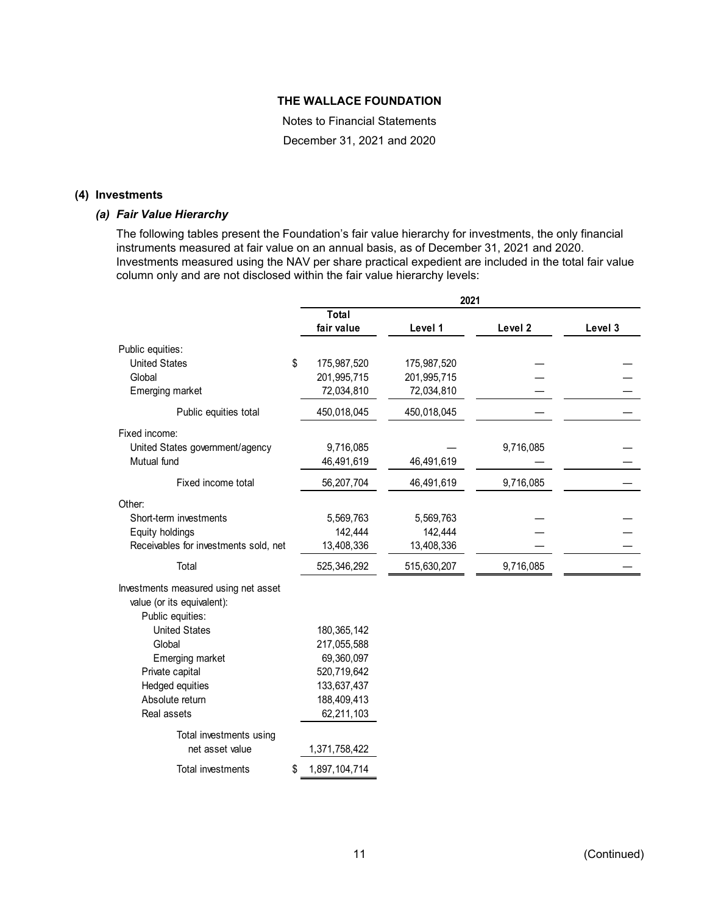**THE WALLACE FOUNDATION**

Notes to Financial Statements

December 31, 2021 and 2020

## (4) Investments

### *(a) Fair Value Hierarchy*

The following tables present the Foundation's fair value hierarchy for investments, the only financial instruments measured at fair value on an annual basis, as of December 31, 2021 and 2020. Investments measured using the NAV per share practical expedient are included in the total fair value column only and are not disclosed within the fair value hierarchy levels:

| | 2021 | | | |
|---|---|---|---|---|
| | Total fair value | Level 1 | Level 2 | Level 3 |
| Public equities: | | | | |
| United States | $ 175,987,520 | 175,987,520 | — | — |
| Global | 201,995,715 | 201,995,715 | — | — |
| Emerging market | 72,034,810 | 72,034,810 | — | — |
| Public equities total | 450,018,045 | 450,018,045 | — | — |
| Fixed income: | | | | |
| United States government/agency | 9,716,085 | — | 9,716,085 | — |
| Mutual fund | 46,491,619 | 46,491,619 | — | — |
| Fixed income total | 56,207,704 | 46,491,619 | 9,716,085 | — |
| Other: | | | | |
| Short-term investments | 5,569,763 | 5,569,763 | — | — |
| Equity holdings | 142,444 | 142,444 | — | — |
| Receivables for investments sold, net | 13,408,336 | 13,408,336 | — | — |
| Total | 525,346,292 | 515,630,207 | 9,716,085 | — |
| Investments measured using net asset value (or its equivalent): | | | | |
| Public equities: | | | | |
| United States | 180,365,142 | | | |
| Global | 217,055,588 | | | |
| Emerging market | 69,360,097 | | | |
| Private capital | 520,719,642 | | | |
| Hedged equities | 133,637,437 | | | |
| Absolute return | 188,409,413 | | | |
| Real assets | 62,211,103 | | | |
| Total investments using net asset value | 1,371,758,422 | | | |
| Total investments | $ 1,897,104,714 | | | |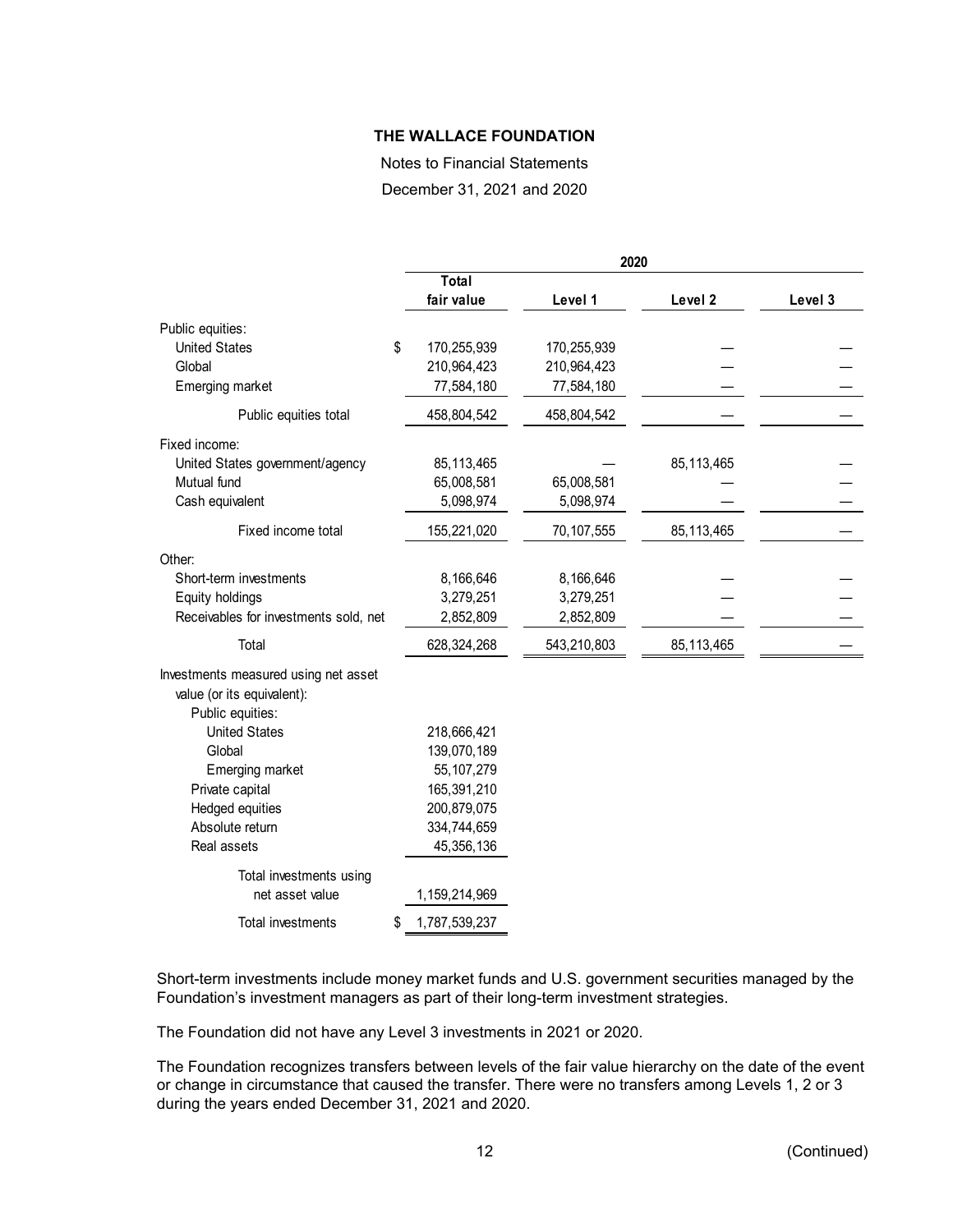**THE WALLACE FOUNDATION**

Notes to Financial Statements

December 31, 2021 and 2020

| | 2020 | | | |
|---|---|---|---|---|
| | Total fair value | Level 1 | Level 2 | Level 3 |
| Public equities: | | | | |
| United States | $ 170,255,939 | 170,255,939 | — | — |
| Global | 210,964,423 | 210,964,423 | — | — |
| Emerging market | 77,584,180 | 77,584,180 | — | — |
| Public equities total | 458,804,542 | 458,804,542 | — | — |
| Fixed income: | | | | |
| United States government/agency | 85,113,465 | — | 85,113,465 | — |
| Mutual fund | 65,008,581 | 65,008,581 | — | — |
| Cash equivalent | 5,098,974 | 5,098,974 | — | — |
| Fixed income total | 155,221,020 | 70,107,555 | 85,113,465 | — |
| Other: | | | | |
| Short-term investments | 8,166,646 | 8,166,646 | — | — |
| Equity holdings | 3,279,251 | 3,279,251 | — | — |
| Receivables for investments sold, net | 2,852,809 | 2,852,809 | — | — |
| Total | 628,324,268 | 543,210,803 | 85,113,465 | — |
| Investments measured using net asset value (or its equivalent): | | | | |
| Public equities: | | | | |
| United States | 218,666,421 | | | |
| Global | 139,070,189 | | | |
| Emerging market | 55,107,279 | | | |
| Private capital | 165,391,210 | | | |
| Hedged equities | 200,879,075 | | | |
| Absolute return | 334,744,659 | | | |
| Real assets | 45,356,136 | | | |
| Total investments using net asset value | 1,159,214,969 | | | |
| Total investments | $ 1,787,539,237 | | | |

Short-term investments include money market funds and U.S. government securities managed by the Foundation's investment managers as part of their long-term investment strategies.

The Foundation did not have any Level 3 investments in 2021 or 2020.

The Foundation recognizes transfers between levels of the fair value hierarchy on the date of the event or change in circumstance that caused the transfer. There were no transfers among Levels 1, 2 or 3 during the years ended December 31, 2021 and 2020.

(Continued)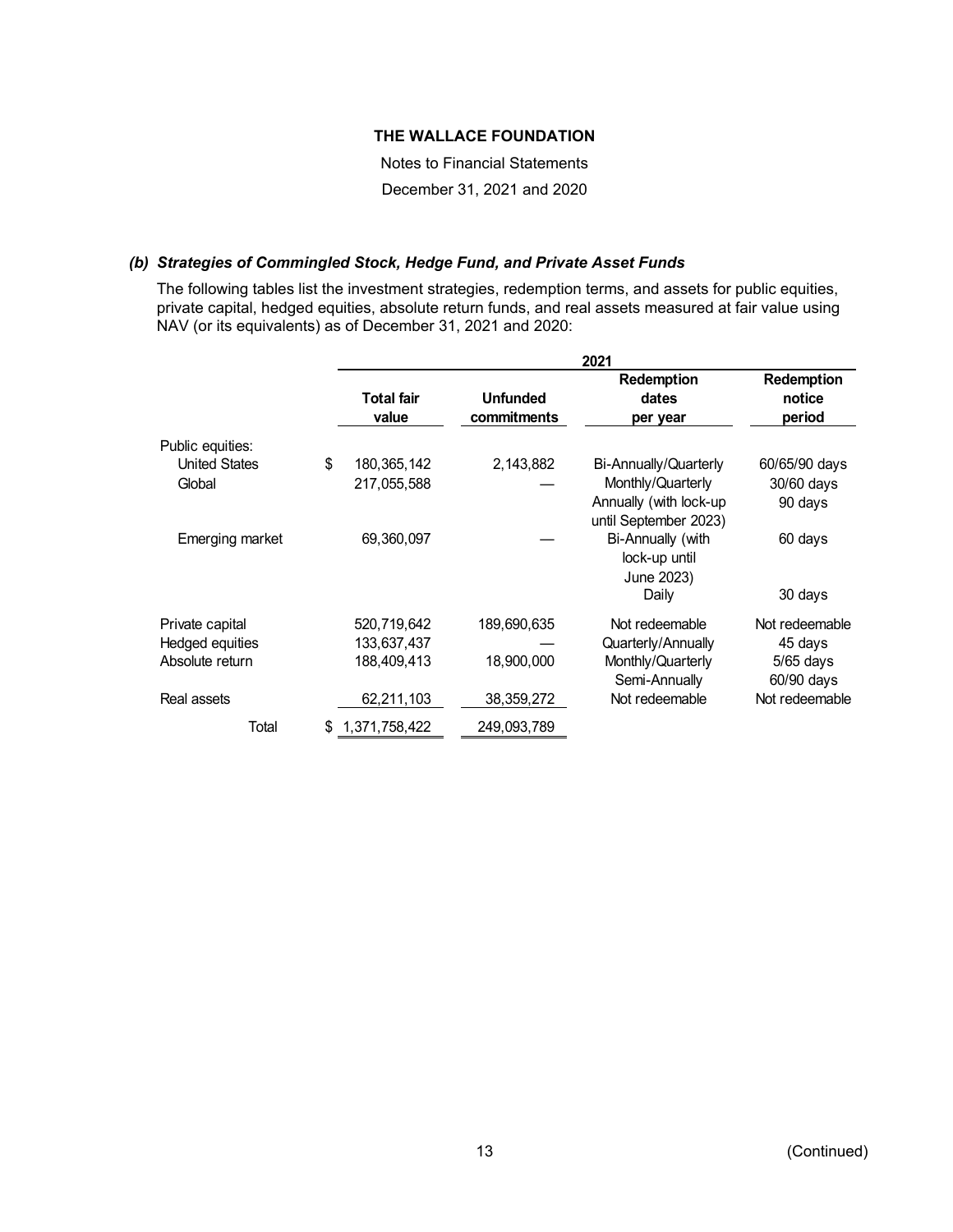### THE WALLACE FOUNDATION

Notes to Financial Statements

December 31, 2021 and 2020

#### *(b) Strategies of Commingled Stock, Hedge Fund, and Private Asset Funds*

The following tables list the investment strategies, redemption terms, and assets for public equities, private capital, hedged equities, absolute return funds, and real assets measured at fair value using NAV (or its equivalents) as of December 31, 2021 and 2020:

| | 2021 | | | |
|---|---|---|---|---|
| | **Total fair value** | **Unfunded commitments** | **Redemption dates per year** | **Redemption notice period** |
| Public equities: | | | | |
| United States | $ 180,365,142 | 2,143,882 | Bi-Annually/Quarterly | 60/65/90 days |
| Global | 217,055,588 | — | Monthly/Quarterly | 30/60 days |
| | | | Annually (with lock-up until September 2023) | 90 days |
| Emerging market | 69,360,097 | — | Bi-Annually (with lock-up until June 2023) | 60 days |
| | | | Daily | 30 days |
| Private capital | 520,719,642 | 189,690,635 | Not redeemable | Not redeemable |
| Hedged equities | 133,637,437 | — | Quarterly/Annually | 45 days |
| Absolute return | 188,409,413 | 18,900,000 | Monthly/Quarterly | 5/65 days |
| | | | Semi-Annually | 60/90 days |
| Real assets | 62,211,103 | 38,359,272 | Not redeemable | Not redeemable |
| Total | $ 1,371,758,422 | 249,093,789 | | |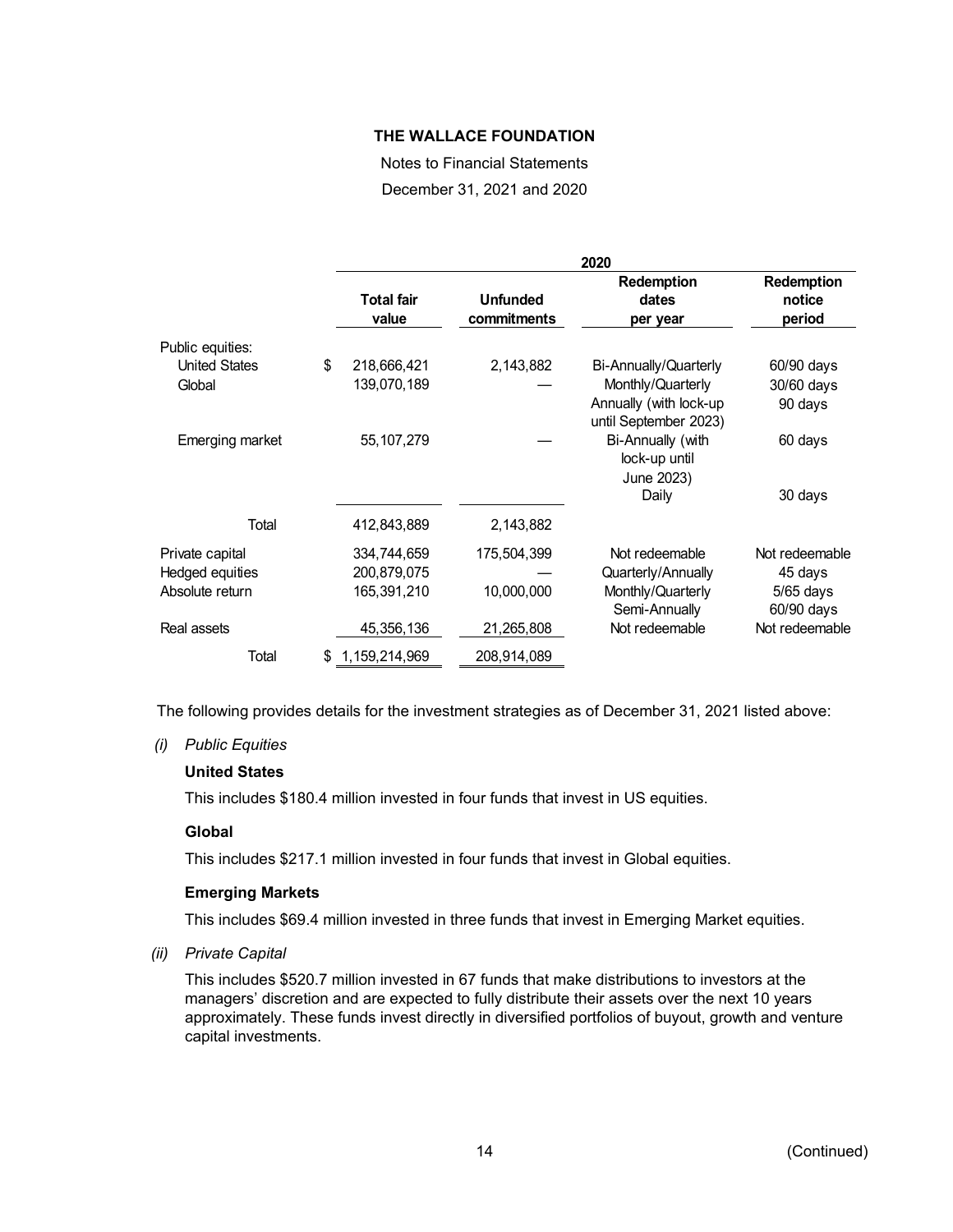**THE WALLACE FOUNDATION**

Notes to Financial Statements

December 31, 2021 and 2020

| | 2020 | | | |
|---|---|---|---|---|
| | Total fair value | Unfunded commitments | Redemption dates per year | Redemption notice period |
| Public equities: | | | | |
| United States | $ 218,666,421 | 2,143,882 | Bi-Annually/Quarterly | 60/90 days |
| Global | 139,070,189 | — | Monthly/Quarterly | 30/60 days |
| | | | Annually (with lock-up until September 2023) | 90 days |
| Emerging market | 55,107,279 | — | Bi-Annually (with lock-up until June 2023) | 60 days |
| | | | Daily | 30 days |
| Total | 412,843,889 | 2,143,882 | | |
| Private capital | 334,744,659 | 175,504,399 | Not redeemable | Not redeemable |
| Hedged equities | 200,879,075 | — | Quarterly/Annually | 45 days |
| Absolute return | 165,391,210 | 10,000,000 | Monthly/Quarterly | 5/65 days |
| | | | Semi-Annually | 60/90 days |
| Real assets | 45,356,136 | 21,265,808 | Not redeemable | Not redeemable |
| Total | $ 1,159,214,969 | 208,914,089 | | |

The following provides details for the investment strategies as of December 31, 2021 listed above:

*(i) Public Equities*

**United States**

This includes $180.4 million invested in four funds that invest in US equities.

**Global**

This includes $217.1 million invested in four funds that invest in Global equities.

**Emerging Markets**

This includes $69.4 million invested in three funds that invest in Emerging Market equities.

*(ii) Private Capital*

This includes $520.7 million invested in 67 funds that make distributions to investors at the managers' discretion and are expected to fully distribute their assets over the next 10 years approximately. These funds invest directly in diversified portfolios of buyout, growth and venture capital investments.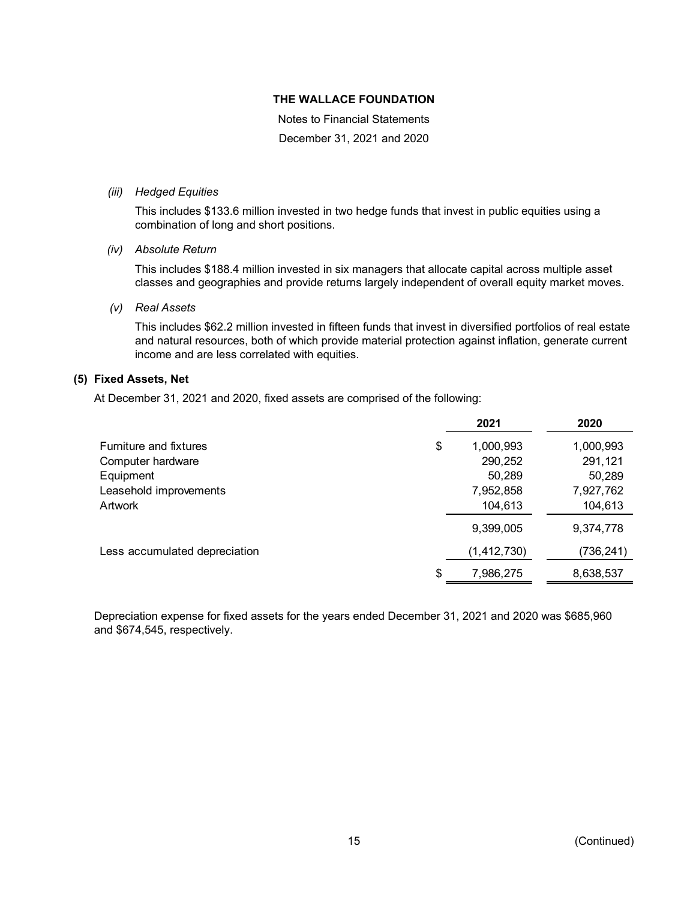*(iii) Hedged Equities*

This includes $133.6 million invested in two hedge funds that invest in public equities using a combination of long and short positions.

*(iv) Absolute Return*

This includes $188.4 million invested in six managers that allocate capital across multiple asset classes and geographies and provide returns largely independent of overall equity market moves.

*(v) Real Assets*

This includes $62.2 million invested in fifteen funds that invest in diversified portfolios of real estate and natural resources, both of which provide material protection against inflation, generate current income and are less correlated with equities.

## (5) Fixed Assets, Net

At December 31, 2021 and 2020, fixed assets are comprised of the following:

| | 2021 | 2020 |
|---|---|---|
| Furniture and fixtures | $ 1,000,993 | 1,000,993 |
| Computer hardware | 290,252 | 291,121 |
| Equipment | 50,289 | 50,289 |
| Leasehold improvements | 7,952,858 | 7,927,762 |
| Artwork | 104,613 | 104,613 |
| | 9,399,005 | 9,374,778 |
| Less accumulated depreciation | (1,412,730) | (736,241) |
| | $ 7,986,275 | 8,638,537 |

Depreciation expense for fixed assets for the years ended December 31, 2021 and 2020 was $685,960 and $674,545, respectively.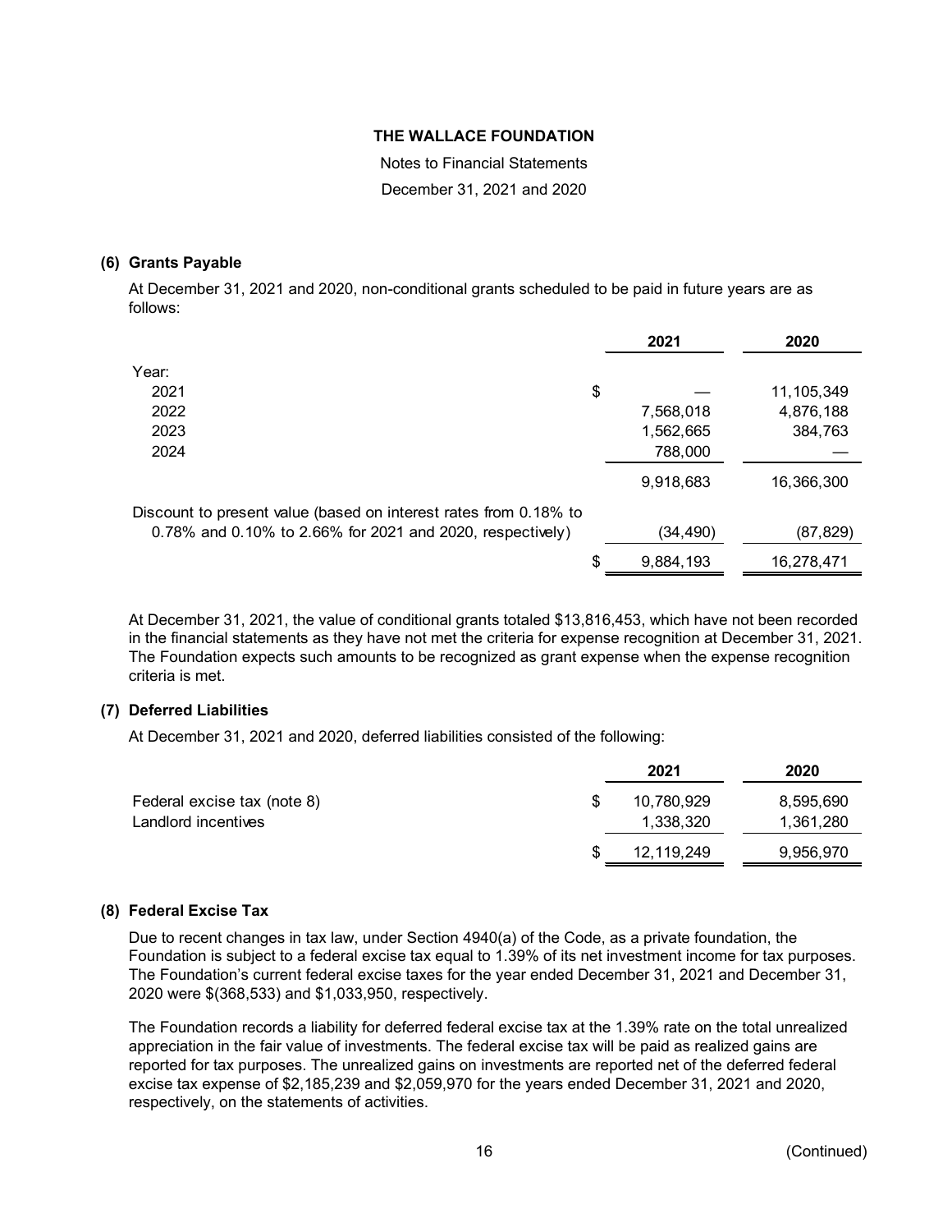**THE WALLACE FOUNDATION**

Notes to Financial Statements

December 31, 2021 and 2020

### (6) Grants Payable

At December 31, 2021 and 2020, non-conditional grants scheduled to be paid in future years are as follows:

| | 2021 | 2020 |
|---|---|---|
| Year: | | |
| 2021 | $ — | 11,105,349 |
| 2022 | 7,568,018 | 4,876,188 |
| 2023 | 1,562,665 | 384,763 |
| 2024 | 788,000 | — |
| | 9,918,683 | 16,366,300 |
| Discount to present value (based on interest rates from 0.18% to 0.78% and 0.10% to 2.66% for 2021 and 2020, respectively) | (34,490) | (87,829) |
| | $ 9,884,193 | 16,278,471 |

At December 31, 2021, the value of conditional grants totaled $13,816,453, which have not been recorded in the financial statements as they have not met the criteria for expense recognition at December 31, 2021. The Foundation expects such amounts to be recognized as grant expense when the expense recognition criteria is met.

### (7) Deferred Liabilities

At December 31, 2021 and 2020, deferred liabilities consisted of the following:

| | 2021 | 2020 |
|---|---|---|
| Federal excise tax (note 8) | $ 10,780,929 | 8,595,690 |
| Landlord incentives | 1,338,320 | 1,361,280 |
| | $ 12,119,249 | 9,956,970 |

### (8) Federal Excise Tax

Due to recent changes in tax law, under Section 4940(a) of the Code, as a private foundation, the Foundation is subject to a federal excise tax equal to 1.39% of its net investment income for tax purposes. The Foundation's current federal excise taxes for the year ended December 31, 2021 and December 31, 2020 were $(368,533) and $1,033,950, respectively.

The Foundation records a liability for deferred federal excise tax at the 1.39% rate on the total unrealized appreciation in the fair value of investments. The federal excise tax will be paid as realized gains are reported for tax purposes. The unrealized gains on investments are reported net of the deferred federal excise tax expense of $2,185,239 and $2,059,970 for the years ended December 31, 2021 and 2020, respectively, on the statements of activities.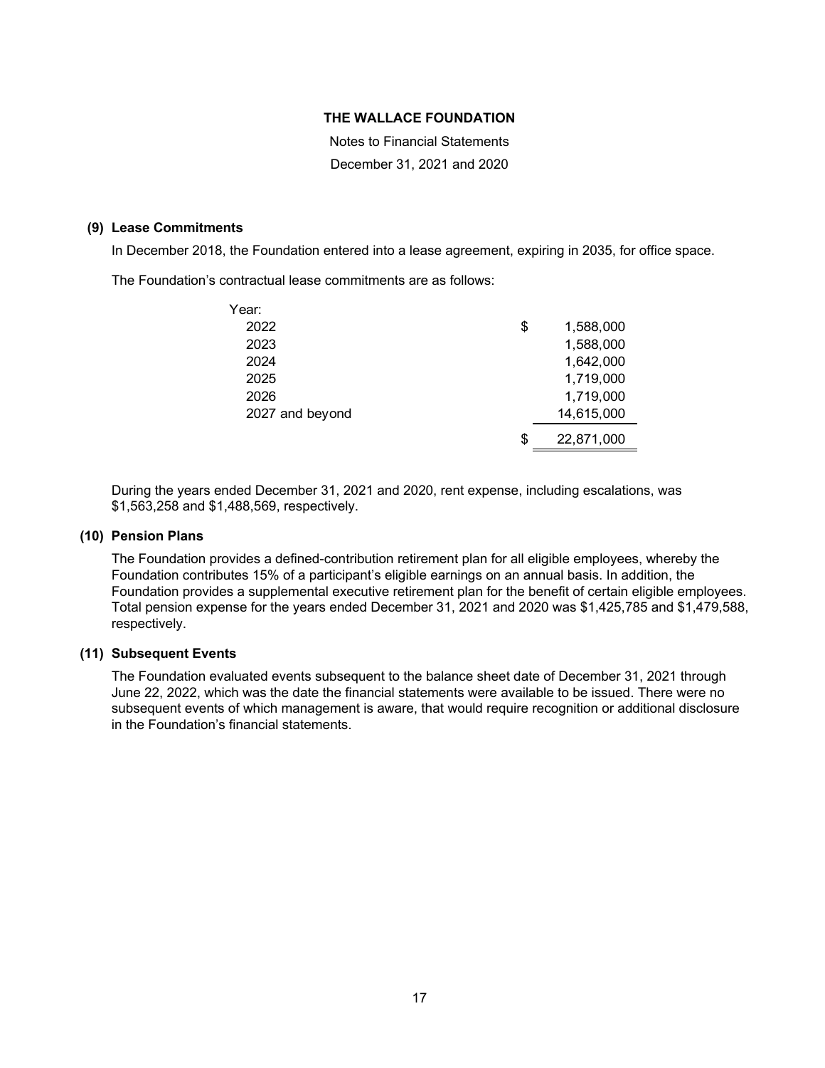## (9) Lease Commitments

In December 2018, the Foundation entered into a lease agreement, expiring in 2035, for office space.

The Foundation's contractual lease commitments are as follows:

| | |
|---|---|
| Year: | |
| 2022 | $ 1,588,000 |
| 2023 | 1,588,000 |
| 2024 | 1,642,000 |
| 2025 | 1,719,000 |
| 2026 | 1,719,000 |
| 2027 and beyond | 14,615,000 |
| | $ 22,871,000 |

During the years ended December 31, 2021 and 2020, rent expense, including escalations, was $1,563,258 and $1,488,569, respectively.

## (10) Pension Plans

The Foundation provides a defined-contribution retirement plan for all eligible employees, whereby the Foundation contributes 15% of a participant's eligible earnings on an annual basis. In addition, the Foundation provides a supplemental executive retirement plan for the benefit of certain eligible employees. Total pension expense for the years ended December 31, 2021 and 2020 was $1,425,785 and $1,479,588, respectively.

## (11) Subsequent Events

The Foundation evaluated events subsequent to the balance sheet date of December 31, 2021 through June 22, 2022, which was the date the financial statements were available to be issued. There were no subsequent events of which management is aware, that would require recognition or additional disclosure in the Foundation's financial statements.